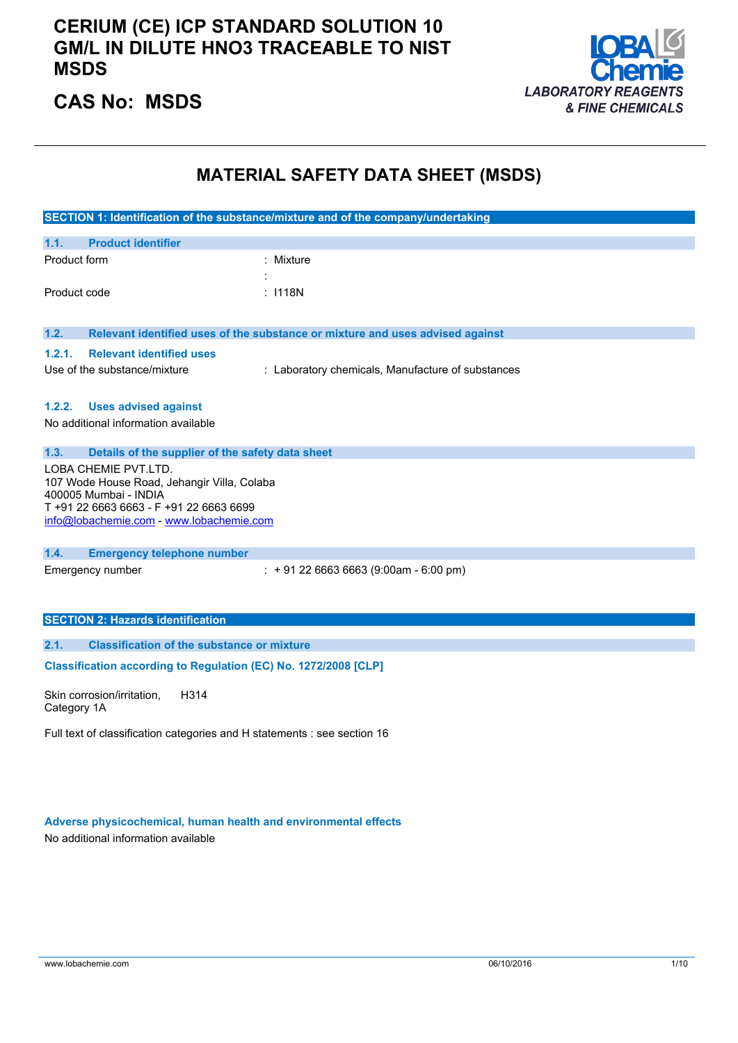# CERIUM (CE) ICP STANDARD SOLUTION 10 GM/L IN DILUTE HNO3 TRACEABLE TO NIST MSDS

## CAS No: MSDS

LOBA Chemie
LABORATORY REAGENTS & FINE CHEMICALS

## MATERIAL SAFETY DATA SHEET (MSDS)

### SECTION 1: Identification of the substance/mixture and of the company/undertaking

#### 1.1. Product identifier

Product form : Mixture

:

Product code : I118N

#### 1.2. Relevant identified uses of the substance or mixture and uses advised against

##### 1.2.1. Relevant identified uses

Use of the substance/mixture : Laboratory chemicals, Manufacture of substances

##### 1.2.2. Uses advised against

No additional information available

#### 1.3. Details of the supplier of the safety data sheet

LOBA CHEMIE PVT.LTD.
107 Wode House Road, Jehangir Villa, Colaba
400005 Mumbai - INDIA
T +91 22 6663 6663 - F +91 22 6663 6699
info@lobachemie.com - www.lobachemie.com

#### 1.4. Emergency telephone number

Emergency number : + 91 22 6663 6663 (9:00am - 6:00 pm)

### SECTION 2: Hazards identification

#### 2.1. Classification of the substance or mixture

**Classification according to Regulation (EC) No. 1272/2008 [CLP]**

Skin corrosion/irritation, Category 1A H314

Full text of classification categories and H statements : see section 16

**Adverse physicochemical, human health and environmental effects**

No additional information available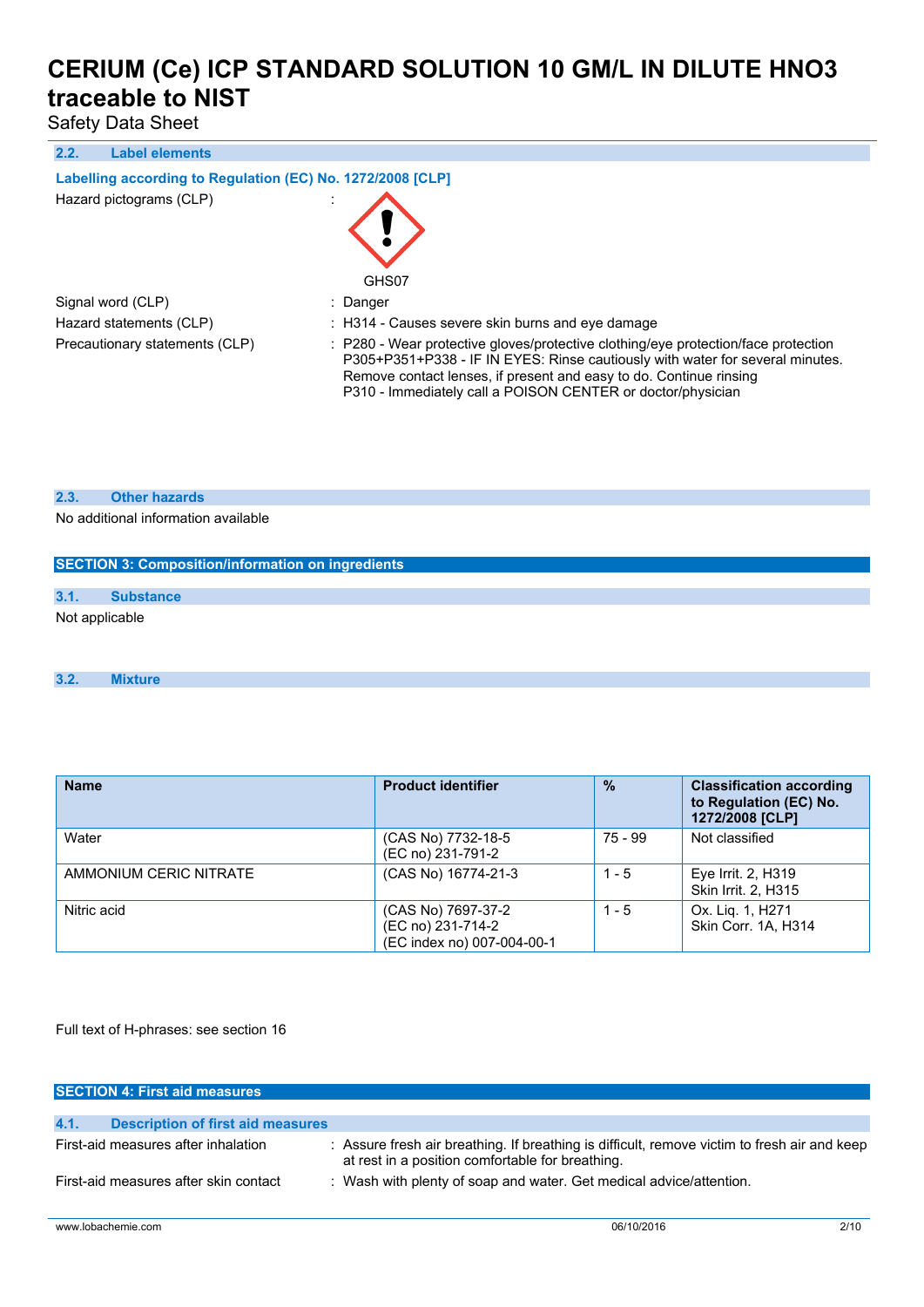### 2.2. Label elements

**Labelling according to Regulation (EC) No. 1272/2008 [CLP]**

Hazard pictograms (CLP) :

GHS07

Signal word (CLP) : Danger

Hazard statements (CLP) : H314 - Causes severe skin burns and eye damage

Precautionary statements (CLP) : P280 - Wear protective gloves/protective clothing/eye protection/face protection
P305+P351+P338 - IF IN EYES: Rinse cautiously with water for several minutes. Remove contact lenses, if present and easy to do. Continue rinsing
P310 - Immediately call a POISON CENTER or doctor/physician

### 2.3. Other hazards

No additional information available

## SECTION 3: Composition/information on ingredients

### 3.1. Substance

Not applicable

### 3.2. Mixture

| Name | Product identifier | % | Classification according to Regulation (EC) No. 1272/2008 [CLP] |
|---|---|---|---|
| Water | (CAS No) 7732-18-5<br>(EC no) 231-791-2 | 75 - 99 | Not classified |
| AMMONIUM CERIC NITRATE | (CAS No) 16774-21-3 | 1 - 5 | Eye Irrit. 2, H319<br>Skin Irrit. 2, H315 |
| Nitric acid | (CAS No) 7697-37-2<br>(EC no) 231-714-2<br>(EC index no) 007-004-00-1 | 1 - 5 | Ox. Liq. 1, H271<br>Skin Corr. 1A, H314 |

Full text of H-phrases: see section 16

## SECTION 4: First aid measures

### 4.1. Description of first aid measures

First-aid measures after inhalation : Assure fresh air breathing. If breathing is difficult, remove victim to fresh air and keep at rest in a position comfortable for breathing.

First-aid measures after skin contact : Wash with plenty of soap and water. Get medical advice/attention.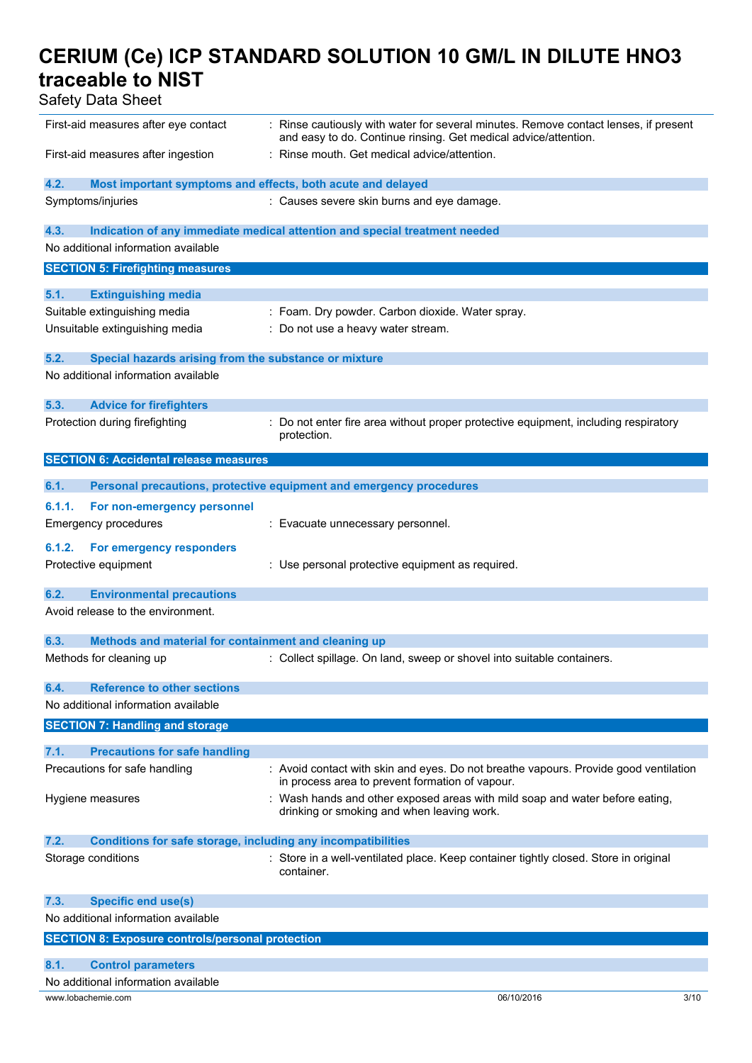| | |
|---|---|
| First-aid measures after eye contact | : Rinse cautiously with water for several minutes. Remove contact lenses, if present and easy to do. Continue rinsing. Get medical advice/attention. |
| First-aid measures after ingestion | : Rinse mouth. Get medical advice/attention. |

### 4.2. Most important symptoms and effects, both acute and delayed

| | |
|---|---|
| Symptoms/injuries | : Causes severe skin burns and eye damage. |

### 4.3. Indication of any immediate medical attention and special treatment needed

No additional information available

## SECTION 5: Firefighting measures

### 5.1. Extinguishing media

| | |
|---|---|
| Suitable extinguishing media | : Foam. Dry powder. Carbon dioxide. Water spray. |
| Unsuitable extinguishing media | : Do not use a heavy water stream. |

### 5.2. Special hazards arising from the substance or mixture

No additional information available

### 5.3. Advice for firefighters

| | |
|---|---|
| Protection during firefighting | : Do not enter fire area without proper protective equipment, including respiratory protection. |

## SECTION 6: Accidental release measures

### 6.1. Personal precautions, protective equipment and emergency procedures

#### 6.1.1. For non-emergency personnel

| | |
|---|---|
| Emergency procedures | : Evacuate unnecessary personnel. |

#### 6.1.2. For emergency responders

| | |
|---|---|
| Protective equipment | : Use personal protective equipment as required. |

### 6.2. Environmental precautions

Avoid release to the environment.

### 6.3. Methods and material for containment and cleaning up

| | |
|---|---|
| Methods for cleaning up | : Collect spillage. On land, sweep or shovel into suitable containers. |

### 6.4. Reference to other sections

No additional information available

## SECTION 7: Handling and storage

### 7.1. Precautions for safe handling

| | |
|---|---|
| Precautions for safe handling | : Avoid contact with skin and eyes. Do not breathe vapours. Provide good ventilation in process area to prevent formation of vapour. |
| Hygiene measures | : Wash hands and other exposed areas with mild soap and water before eating, drinking or smoking and when leaving work. |

### 7.2. Conditions for safe storage, including any incompatibilities

| | |
|---|---|
| Storage conditions | : Store in a well-ventilated place. Keep container tightly closed. Store in original container. |

### 7.3. Specific end use(s)

No additional information available

## SECTION 8: Exposure controls/personal protection

### 8.1. Control parameters

No additional information available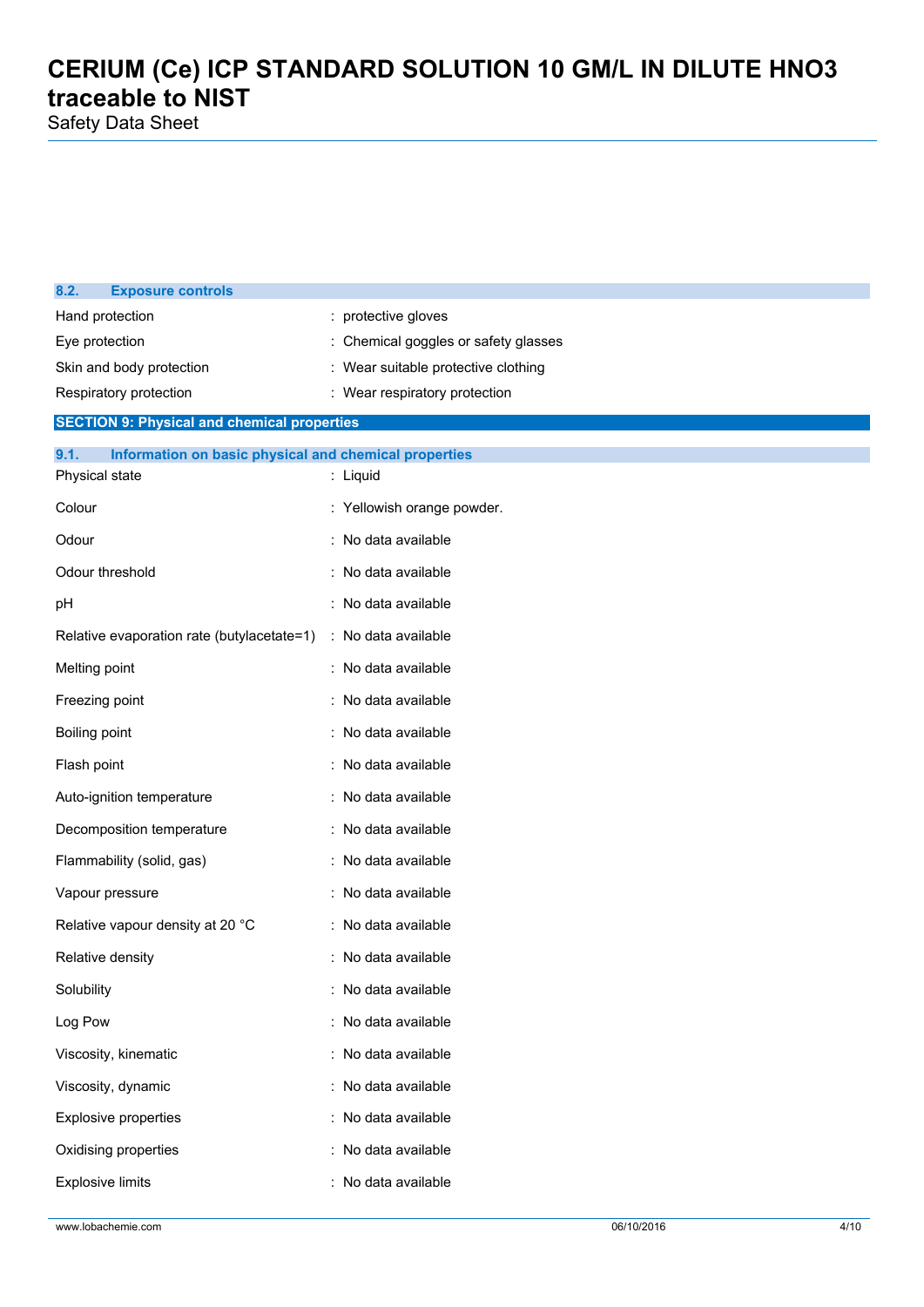### 8.2. Exposure controls

| | |
|---|---|
| Hand protection | : protective gloves |
| Eye protection | : Chemical goggles or safety glasses |
| Skin and body protection | : Wear suitable protective clothing |
| Respiratory protection | : Wear respiratory protection |

## SECTION 9: Physical and chemical properties

### 9.1. Information on basic physical and chemical properties

| | |
|---|---|
| Physical state | : Liquid |
| Colour | : Yellowish orange powder. |
| Odour | : No data available |
| Odour threshold | : No data available |
| pH | : No data available |
| Relative evaporation rate (butylacetate=1) | : No data available |
| Melting point | : No data available |
| Freezing point | : No data available |
| Boiling point | : No data available |
| Flash point | : No data available |
| Auto-ignition temperature | : No data available |
| Decomposition temperature | : No data available |
| Flammability (solid, gas) | : No data available |
| Vapour pressure | : No data available |
| Relative vapour density at 20 °C | : No data available |
| Relative density | : No data available |
| Solubility | : No data available |
| Log Pow | : No data available |
| Viscosity, kinematic | : No data available |
| Viscosity, dynamic | : No data available |
| Explosive properties | : No data available |
| Oxidising properties | : No data available |
| Explosive limits | : No data available |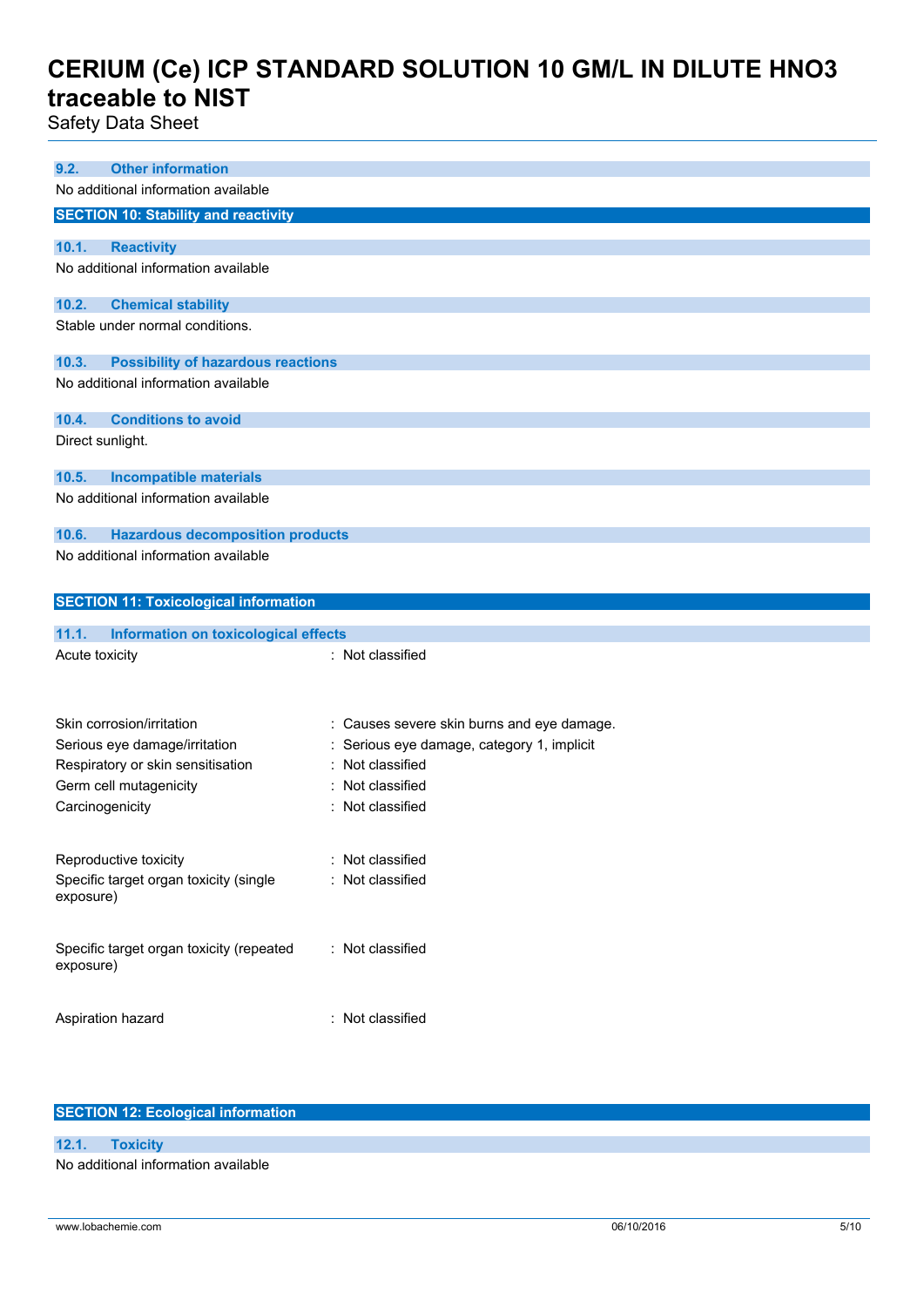### 9.2. Other information

No additional information available

## SECTION 10: Stability and reactivity

### 10.1. Reactivity

No additional information available

### 10.2. Chemical stability

Stable under normal conditions.

### 10.3. Possibility of hazardous reactions

No additional information available

### 10.4. Conditions to avoid

Direct sunlight.

### 10.5. Incompatible materials

No additional information available

### 10.6. Hazardous decomposition products

No additional information available

## SECTION 11: Toxicological information

### 11.1. Information on toxicological effects

| | |
|---|---|
| Acute toxicity | : Not classified |
| Skin corrosion/irritation | : Causes severe skin burns and eye damage. |
| Serious eye damage/irritation | : Serious eye damage, category 1, implicit |
| Respiratory or skin sensitisation | : Not classified |
| Germ cell mutagenicity | : Not classified |
| Carcinogenicity | : Not classified |
| Reproductive toxicity | : Not classified |
| Specific target organ toxicity (single exposure) | : Not classified |
| Specific target organ toxicity (repeated exposure) | : Not classified |
| Aspiration hazard | : Not classified |

## SECTION 12: Ecological information

### 12.1. Toxicity

No additional information available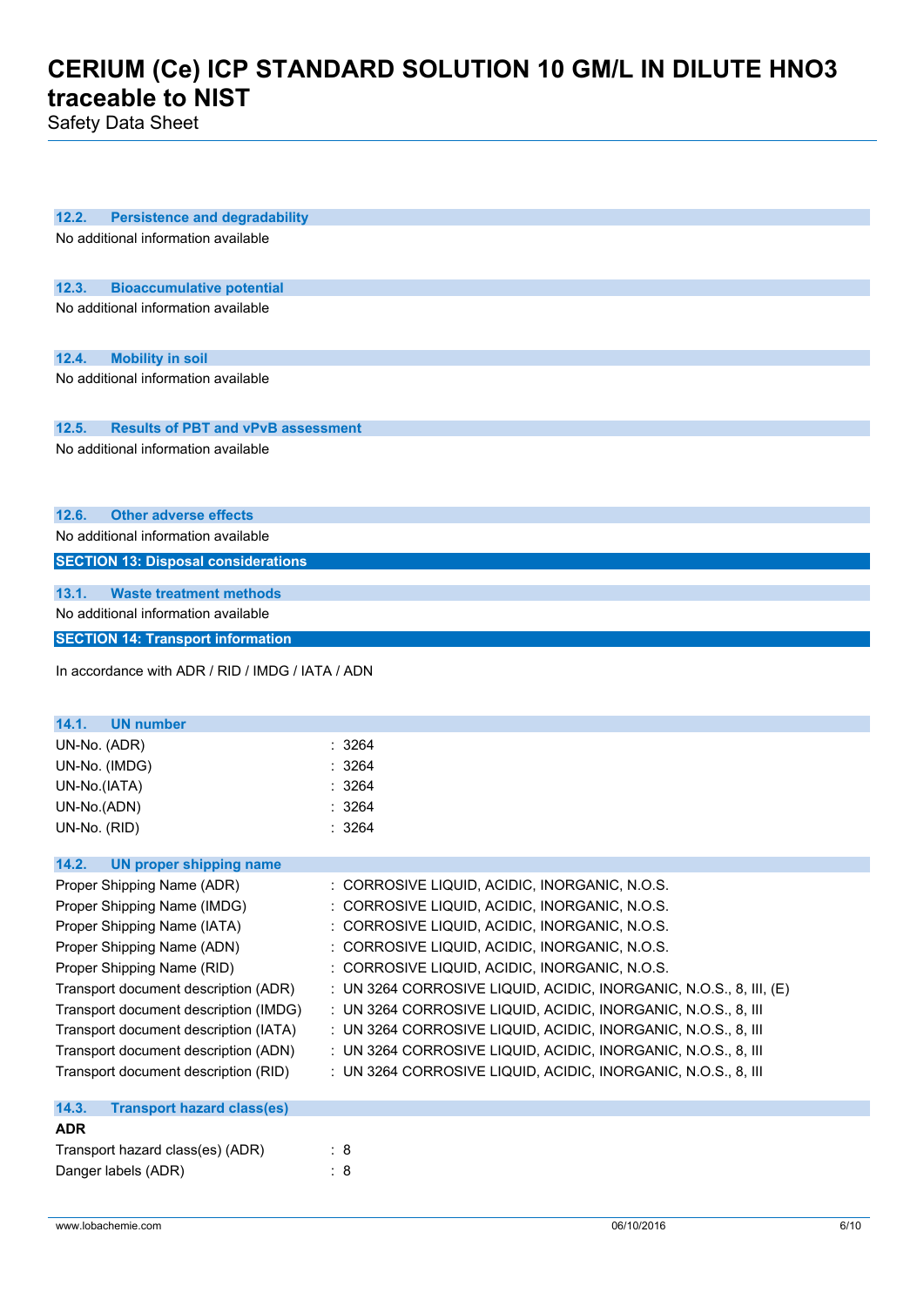### 12.2. Persistence and degradability

No additional information available

### 12.3. Bioaccumulative potential

No additional information available

### 12.4. Mobility in soil

No additional information available

### 12.5. Results of PBT and vPvB assessment

No additional information available

### 12.6. Other adverse effects

No additional information available

## SECTION 13: Disposal considerations

### 13.1. Waste treatment methods

No additional information available

## SECTION 14: Transport information

In accordance with ADR / RID / IMDG / IATA / ADN

### 14.1. UN number

| | |
|---|---|
| UN-No. (ADR) | : 3264 |
| UN-No. (IMDG) | : 3264 |
| UN-No.(IATA) | : 3264 |
| UN-No.(ADN) | : 3264 |
| UN-No. (RID) | : 3264 |

### 14.2. UN proper shipping name

| | |
|---|---|
| Proper Shipping Name (ADR) | : CORROSIVE LIQUID, ACIDIC, INORGANIC, N.O.S. |
| Proper Shipping Name (IMDG) | : CORROSIVE LIQUID, ACIDIC, INORGANIC, N.O.S. |
| Proper Shipping Name (IATA) | : CORROSIVE LIQUID, ACIDIC, INORGANIC, N.O.S. |
| Proper Shipping Name (ADN) | : CORROSIVE LIQUID, ACIDIC, INORGANIC, N.O.S. |
| Proper Shipping Name (RID) | : CORROSIVE LIQUID, ACIDIC, INORGANIC, N.O.S. |
| Transport document description (ADR) | : UN 3264 CORROSIVE LIQUID, ACIDIC, INORGANIC, N.O.S., 8, III, (E) |
| Transport document description (IMDG) | : UN 3264 CORROSIVE LIQUID, ACIDIC, INORGANIC, N.O.S., 8, III |
| Transport document description (IATA) | : UN 3264 CORROSIVE LIQUID, ACIDIC, INORGANIC, N.O.S., 8, III |
| Transport document description (ADN) | : UN 3264 CORROSIVE LIQUID, ACIDIC, INORGANIC, N.O.S., 8, III |
| Transport document description (RID) | : UN 3264 CORROSIVE LIQUID, ACIDIC, INORGANIC, N.O.S., 8, III |

### 14.3. Transport hazard class(es)

**ADR**

| | |
|---|---|
| Transport hazard class(es) (ADR) | : 8 |
| Danger labels (ADR) | : 8 |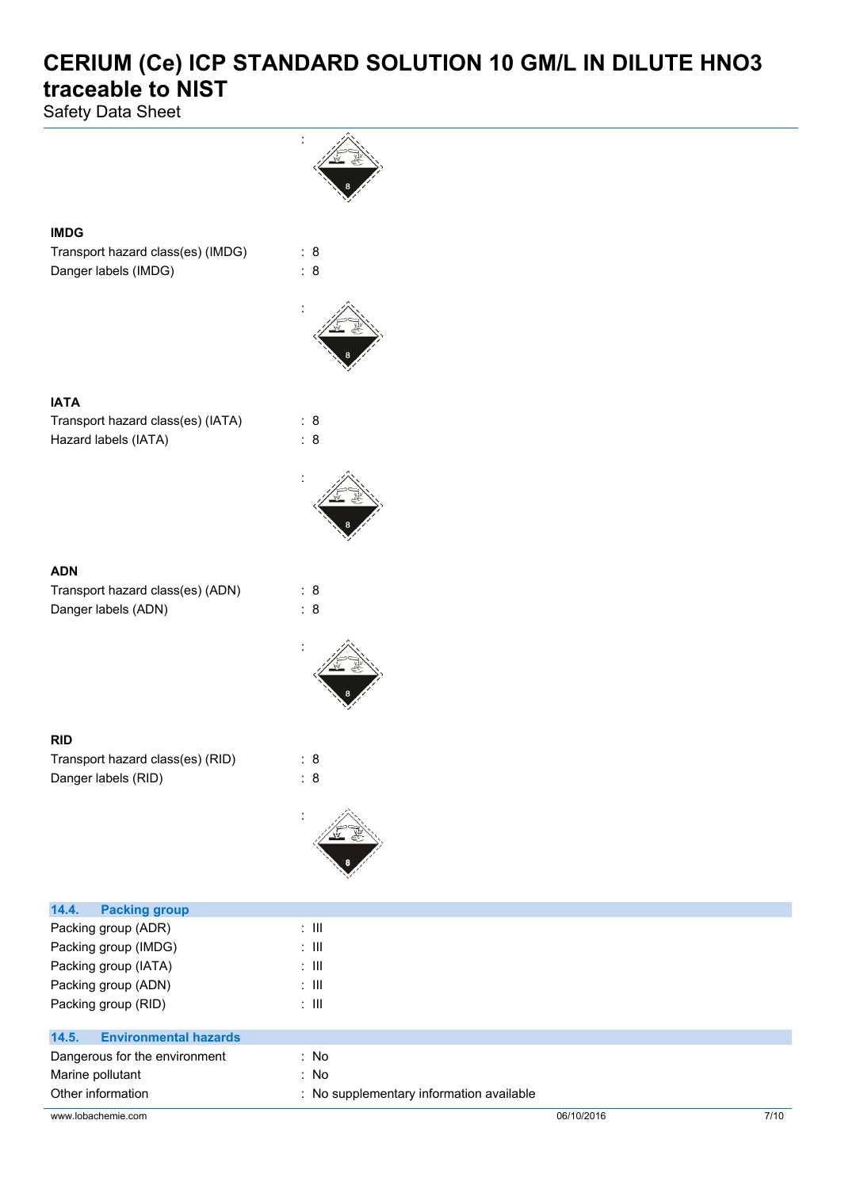:

**IMDG**

Transport hazard class(es) (IMDG) : 8

Danger labels (IMDG) : 8

:

**IATA**

Transport hazard class(es) (IATA) : 8

Hazard labels (IATA) : 8

:

**ADN**

Transport hazard class(es) (ADN) : 8

Danger labels (ADN) : 8

:

**RID**

Transport hazard class(es) (RID) : 8

Danger labels (RID) : 8

:

### 14.4. Packing group

Packing group (ADR) : III

Packing group (IMDG) : III

Packing group (IATA) : III

Packing group (ADN) : III

Packing group (RID) : III

### 14.5. Environmental hazards

Dangerous for the environment : No

Marine pollutant : No

Other information : No supplementary information available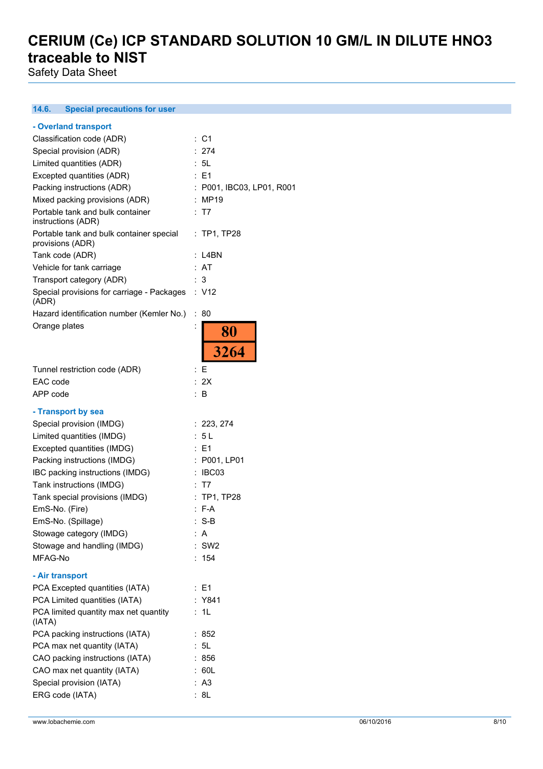### 14.6. Special precautions for user

**- Overland transport**

| | |
|---|---|
| Classification code (ADR) | : C1 |
| Special provision (ADR) | : 274 |
| Limited quantities (ADR) | : 5L |
| Excepted quantities (ADR) | : E1 |
| Packing instructions (ADR) | : P001, IBC03, LP01, R001 |
| Mixed packing provisions (ADR) | : MP19 |
| Portable tank and bulk container instructions (ADR) | : T7 |
| Portable tank and bulk container special provisions (ADR) | : TP1, TP28 |
| Tank code (ADR) | : L4BN |
| Vehicle for tank carriage | : AT |
| Transport category (ADR) | : 3 |
| Special provisions for carriage - Packages (ADR) | : V12 |
| Hazard identification number (Kemler No.) | : 80 |
| Orange plates | : 80 / 3264 |
| Tunnel restriction code (ADR) | : E |
| EAC code | : 2X |
| APP code | : B |

**- Transport by sea**

| | |
|---|---|
| Special provision (IMDG) | : 223, 274 |
| Limited quantities (IMDG) | : 5 L |
| Excepted quantities (IMDG) | : E1 |
| Packing instructions (IMDG) | : P001, LP01 |
| IBC packing instructions (IMDG) | : IBC03 |
| Tank instructions (IMDG) | : T7 |
| Tank special provisions (IMDG) | : TP1, TP28 |
| EmS-No. (Fire) | : F-A |
| EmS-No. (Spillage) | : S-B |
| Stowage category (IMDG) | : A |
| Stowage and handling (IMDG) | : SW2 |
| MFAG-No | : 154 |

**- Air transport**

| | |
|---|---|
| PCA Excepted quantities (IATA) | : E1 |
| PCA Limited quantities (IATA) | : Y841 |
| PCA limited quantity max net quantity (IATA) | : 1L |
| PCA packing instructions (IATA) | : 852 |
| PCA max net quantity (IATA) | : 5L |
| CAO packing instructions (IATA) | : 856 |
| CAO max net quantity (IATA) | : 60L |
| Special provision (IATA) | : A3 |
| ERG code (IATA) | : 8L |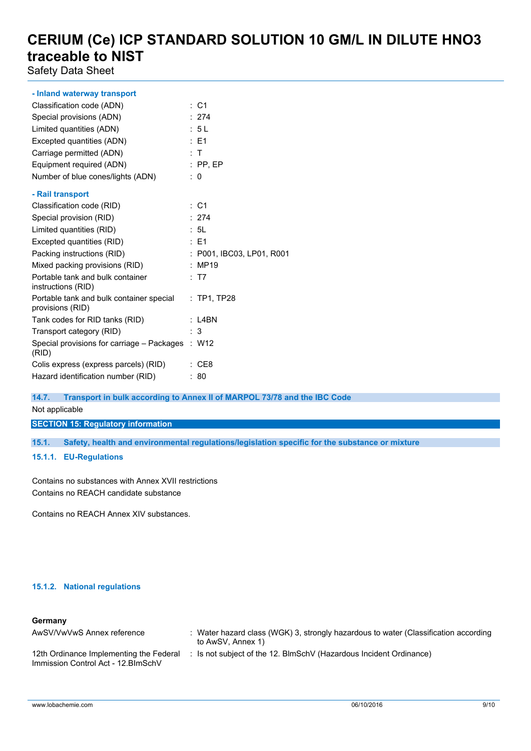**- Inland waterway transport**

| | |
|---|---|
| Classification code (ADN) | : C1 |
| Special provisions (ADN) | : 274 |
| Limited quantities (ADN) | : 5 L |
| Excepted quantities (ADN) | : E1 |
| Carriage permitted (ADN) | : T |
| Equipment required (ADN) | : PP, EP |
| Number of blue cones/lights (ADN) | : 0 |

**- Rail transport**

| | |
|---|---|
| Classification code (RID) | : C1 |
| Special provision (RID) | : 274 |
| Limited quantities (RID) | : 5L |
| Excepted quantities (RID) | : E1 |
| Packing instructions (RID) | : P001, IBC03, LP01, R001 |
| Mixed packing provisions (RID) | : MP19 |
| Portable tank and bulk container instructions (RID) | : T7 |
| Portable tank and bulk container special provisions (RID) | : TP1, TP28 |
| Tank codes for RID tanks (RID) | : L4BN |
| Transport category (RID) | : 3 |
| Special provisions for carriage – Packages (RID) | : W12 |
| Colis express (express parcels) (RID) | : CE8 |
| Hazard identification number (RID) | : 80 |

### 14.7. Transport in bulk according to Annex II of MARPOL 73/78 and the IBC Code

Not applicable

## SECTION 15: Regulatory information

### 15.1. Safety, health and environmental regulations/legislation specific for the substance or mixture

#### 15.1.1. EU-Regulations

Contains no substances with Annex XVII restrictions

Contains no REACH candidate substance

Contains no REACH Annex XIV substances.

#### 15.1.2. National regulations

**Germany**

| | |
|---|---|
| AwSV/VwVwS Annex reference | : Water hazard class (WGK) 3, strongly hazardous to water (Classification according to AwSV, Annex 1) |
| 12th Ordinance Implementing the Federal Immission Control Act - 12.BImSchV | : Is not subject of the 12. BlmSchV (Hazardous Incident Ordinance) |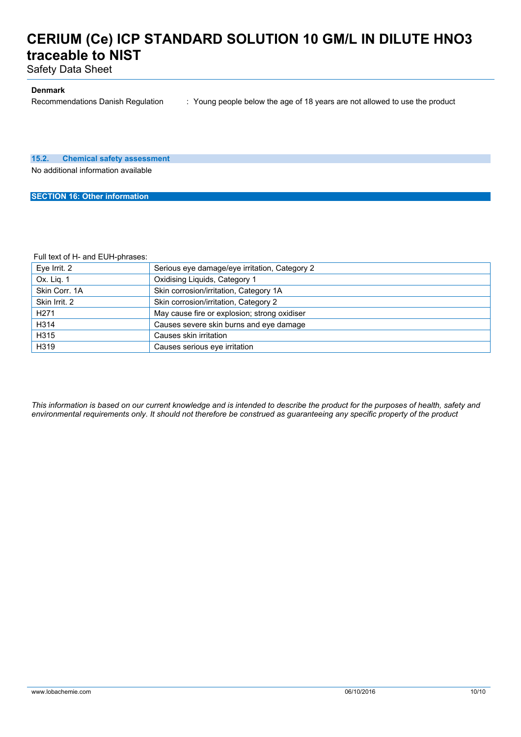**Denmark**

Recommendations Danish Regulation : Young people below the age of 18 years are not allowed to use the product

### 15.2. Chemical safety assessment

No additional information available

## SECTION 16: Other information

Full text of H- and EUH-phrases:

| | |
|---|---|
| Eye Irrit. 2 | Serious eye damage/eye irritation, Category 2 |
| Ox. Liq. 1 | Oxidising Liquids, Category 1 |
| Skin Corr. 1A | Skin corrosion/irritation, Category 1A |
| Skin Irrit. 2 | Skin corrosion/irritation, Category 2 |
| H271 | May cause fire or explosion; strong oxidiser |
| H314 | Causes severe skin burns and eye damage |
| H315 | Causes skin irritation |
| H319 | Causes serious eye irritation |

*This information is based on our current knowledge and is intended to describe the product for the purposes of health, safety and environmental requirements only. It should not therefore be construed as guaranteeing any specific property of the product*